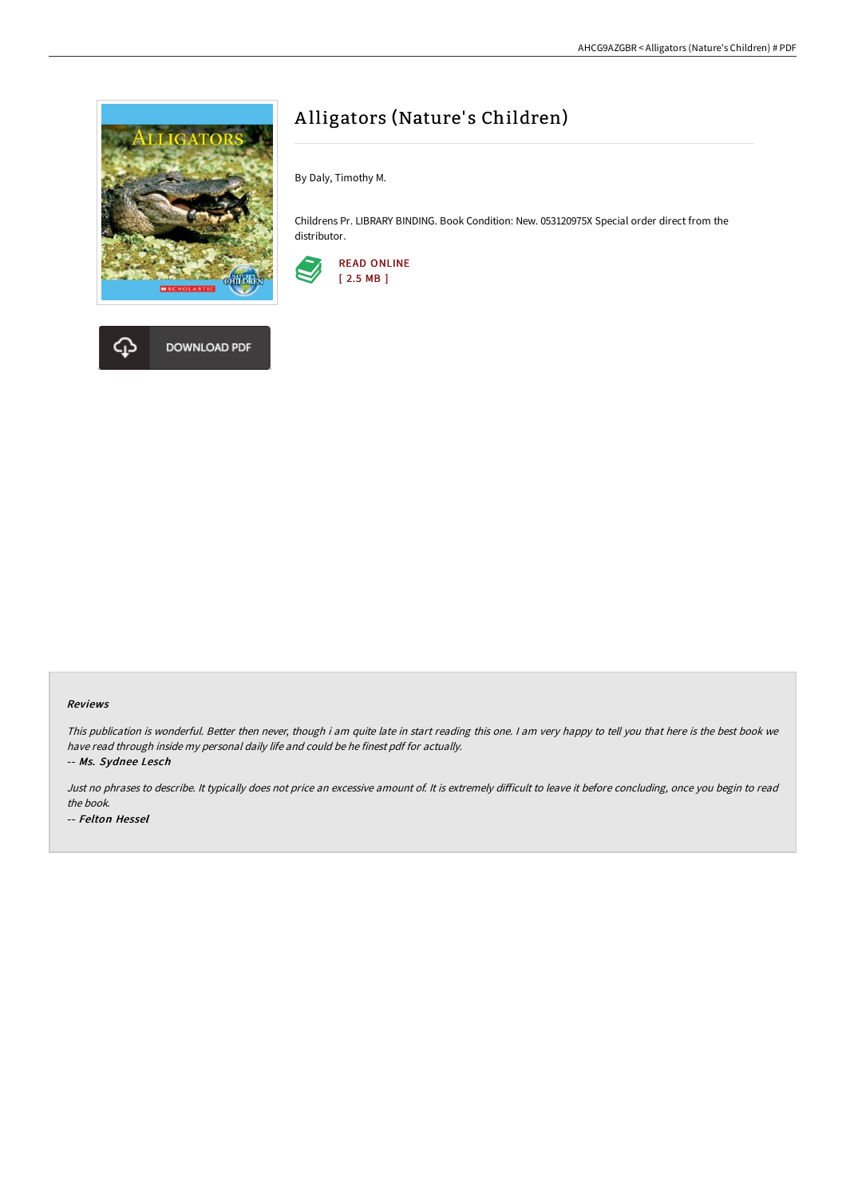# Alligators (Nature's Children)

By Daly, Timothy M.

Childrens Pr. LIBRARY BINDING. Book Condition: New. 053120975X Special order direct from the distributor.

READ ONLINE
[ 2.5 MB ]

DOWNLOAD PDF

### Reviews

*This publication is wonderful. Better then never, though i am quite late in start reading this one. I am very happy to tell you that here is the best book we have read through inside my personal daily life and could be he finest pdf for actually.*

-- ***Ms. Sydnee Lesch***

*Just no phrases to describe. It typically does not price an excessive amount of. It is extremely difficult to leave it before concluding, once you begin to read the book.*

-- ***Felton Hessel***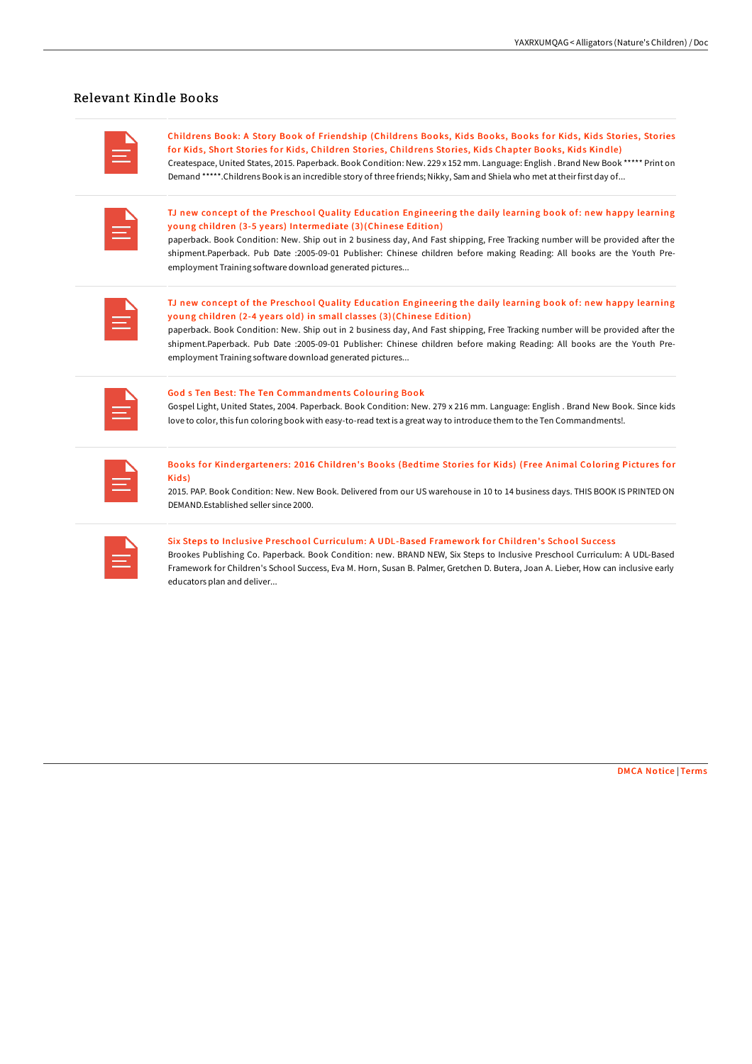## Relevant Kindle Books

**Childrens Book: A Story Book of Friendship (Childrens Books, Kids Books, Books for Kids, Kids Stories, Stories for Kids, Short Stories for Kids, Children Stories, Childrens Stories, Kids Chapter Books, Kids Kindle)**

Createspace, United States, 2015. Paperback. Book Condition: New. 229 x 152 mm. Language: English . Brand New Book ***** Print on Demand *****.Childrens Book is an incredible story of three friends; Nikky, Sam and Shiela who met at their first day of...

**TJ new concept of the Preschool Quality Education Engineering the daily learning book of: new happy learning young children (3-5 years) Intermediate (3)(Chinese Edition)**

paperback. Book Condition: New. Ship out in 2 business day, And Fast shipping, Free Tracking number will be provided after the shipment.Paperback. Pub Date :2005-09-01 Publisher: Chinese children before making Reading: All books are the Youth Pre-employment Training software download generated pictures...

**TJ new concept of the Preschool Quality Education Engineering the daily learning book of: new happy learning young children (2-4 years old) in small classes (3)(Chinese Edition)**

paperback. Book Condition: New. Ship out in 2 business day, And Fast shipping, Free Tracking number will be provided after the shipment.Paperback. Pub Date :2005-09-01 Publisher: Chinese children before making Reading: All books are the Youth Pre-employment Training software download generated pictures...

**God s Ten Best: The Ten Commandments Colouring Book**

Gospel Light, United States, 2004. Paperback. Book Condition: New. 279 x 216 mm. Language: English . Brand New Book. Since kids love to color, this fun coloring book with easy-to-read text is a great way to introduce them to the Ten Commandments!.

**Books for Kindergarteners: 2016 Children's Books (Bedtime Stories for Kids) (Free Animal Coloring Pictures for Kids)**

2015. PAP. Book Condition: New. New Book. Delivered from our US warehouse in 10 to 14 business days. THIS BOOK IS PRINTED ON DEMAND.Established seller since 2000.

**Six Steps to Inclusive Preschool Curriculum: A UDL-Based Framework for Children's School Success**

Brookes Publishing Co. Paperback. Book Condition: new. BRAND NEW, Six Steps to Inclusive Preschool Curriculum: A UDL-Based Framework for Children's School Success, Eva M. Horn, Susan B. Palmer, Gretchen D. Butera, Joan A. Lieber, How can inclusive early educators plan and deliver...

DMCA Notice | Terms